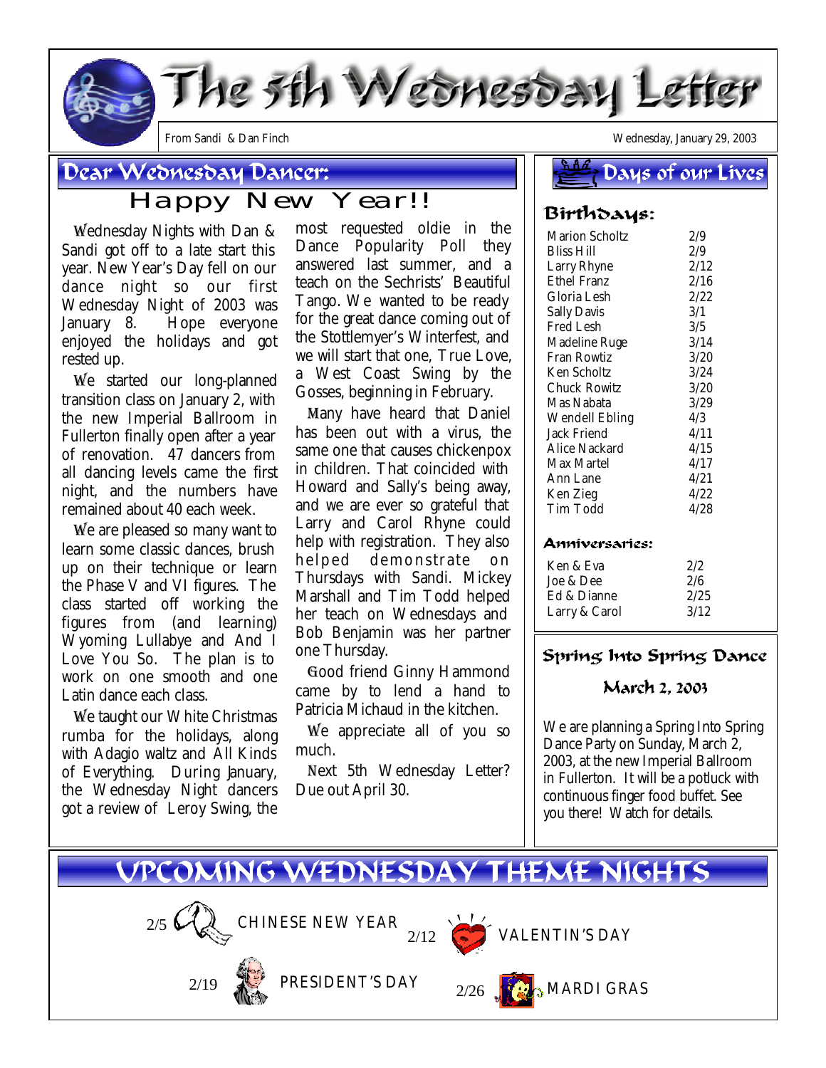# The 5th Wednesday Letter

From Sandi & Dan Finch

Wednesday, January 29, 2003

## Dear Wednesday Dancer:

### Happy New Year!!

Wednesday Nights with Dan & Sandi got off to a late start this year. New Year's Day fell on our dance night so our first Wednesday Night of 2003 was January 8. Hope everyone enjoyed the holidays and got rested up.

We started our long-planned transition class on January 2, with the new Imperial Ballroom in Fullerton finally open after a year of renovation. 47 dancers from all dancing levels came the first night, and the numbers have remained about 40 each week.

We are pleased so many want to learn some classic dances, brush up on their technique or learn the Phase V and VI figures. The class started off working the figures from (and learning) Wyoming Lullabye and And I Love You So. The plan is to work on one smooth and one Latin dance each class.

We taught our White Christmas rumba for the holidays, along with Adagio waltz and All Kinds of Everything. During January, the Wednesday Night dancers got a review of Leroy Swing, the most requested oldie in the Dance Popularity Poll they answered last summer, and a teach on the Sechrists' Beautiful Tango. We wanted to be ready for the great dance coming out of the Stottlemyer's Winterfest, and we will start that one, True Love, a West Coast Swing by the Gosses, beginning in February.

Many have heard that Daniel has been out with a virus, the same one that causes chickenpox in children. That coincided with Howard and Sally's being away, and we are ever so grateful that Larry and Carol Rhyne could help with registration. They also helped demonstrate on Thursdays with Sandi. Mickey Marshall and Tim Todd helped her teach on Wednesdays and Bob Benjamin was her partner one Thursday.

Good friend Ginny Hammond came by to lend a hand to Patricia Michaud in the kitchen.

We appreciate all of you so much.

Next 5th Wednesday Letter? Due out April 30.

## Days of our Lives

### Birthdays:

| Name | Date |
|---|---|
| Marion Scholtz | 2/9 |
| Bliss Hill | 2/9 |
| Larry Rhyne | 2/12 |
| Ethel Franz | 2/16 |
| Gloria Lesh | 2/22 |
| Sally Davis | 3/1 |
| Fred Lesh | 3/5 |
| Madeline Ruge | 3/14 |
| Fran Rowtiz | 3/20 |
| Ken Scholtz | 3/24 |
| Chuck Rowitz | 3/20 |
| Mas Nabata | 3/29 |
| Wendell Ebling | 4/3 |
| Jack Friend | 4/11 |
| Alice Nackard | 4/15 |
| Max Martel | 4/17 |
| Ann Lane | 4/21 |
| Ken Zieg | 4/22 |
| Tim Todd | 4/28 |

### Anniversaries:

| Names | Date |
|---|---|
| Ken & Eva | 2/2 |
| Joe & Dee | 2/6 |
| Ed & Dianne | 2/25 |
| Larry & Carol | 3/12 |

## Spring Into Spring Dance

### March 2, 2003

We are planning a Spring Into Spring Dance Party on Sunday, March 2, 2003, at the new Imperial Ballroom in Fullerton. It will be a potluck with continuous finger food buffet. See you there! Watch for details.

## UPCOMING WEDNESDAY THEME NIGHTS

- 2/5 CHINESE NEW YEAR
- 2/12 VALENTIN'S DAY
- 2/19 PRESIDENT'S DAY
- 2/26 MARDI GRAS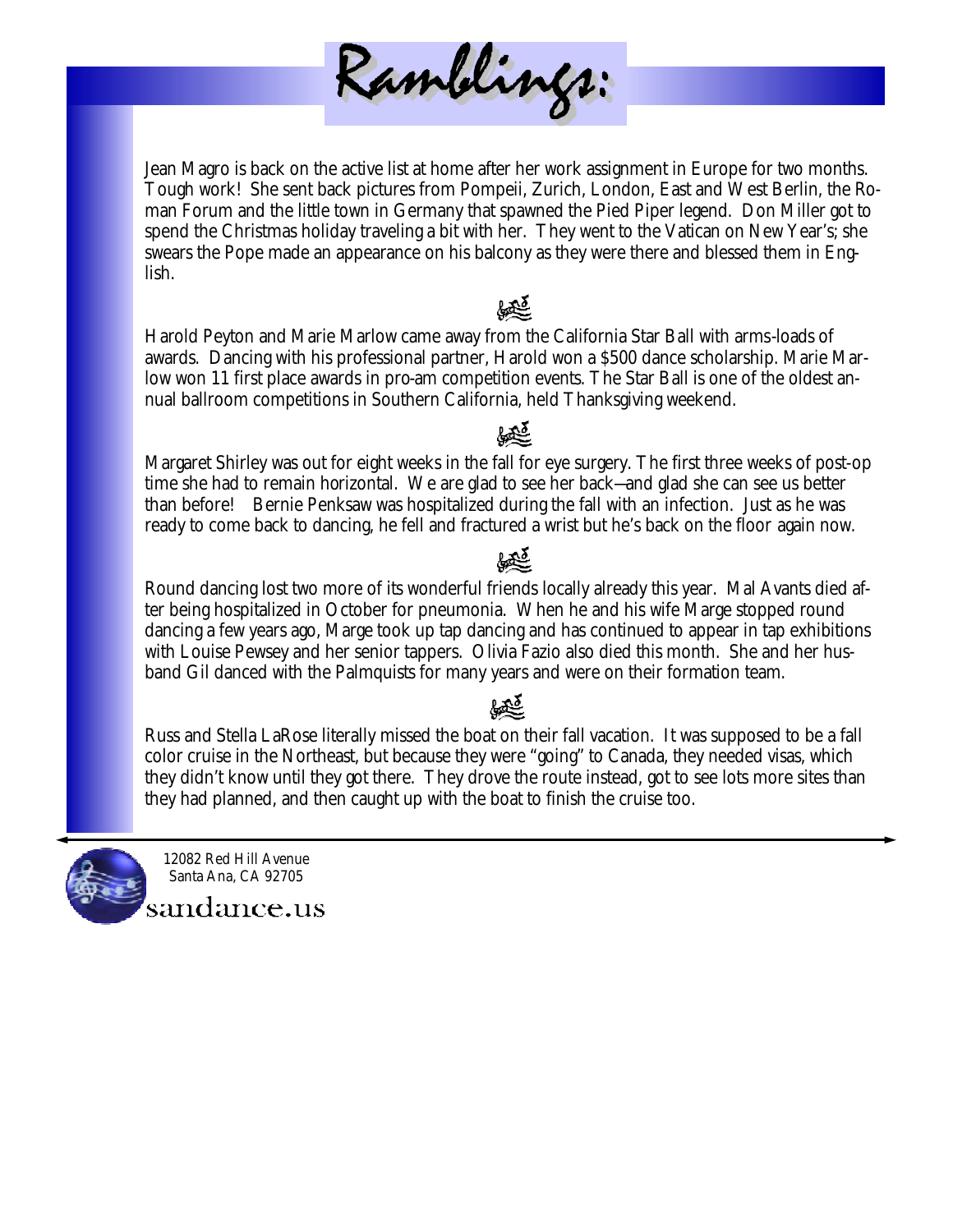# Ramblings:

Jean Magro is back on the active list at home after her work assignment in Europe for two months. Tough work! She sent back pictures from Pompeii, Zurich, London, East and West Berlin, the Roman Forum and the little town in Germany that spawned the Pied Piper legend. Don Miller got to spend the Christmas holiday traveling a bit with her. They went to the Vatican on New Year's; she swears the Pope made an appearance on his balcony as they were there and blessed them in English.

Harold Peyton and Marie Marlow came away from the California Star Ball with arms-loads of awards. Dancing with his professional partner, Harold won a $500 dance scholarship. Marie Marlow won 11 first place awards in pro-am competition events. The Star Ball is one of the oldest annual ballroom competitions in Southern California, held Thanksgiving weekend.

Margaret Shirley was out for eight weeks in the fall for eye surgery. The first three weeks of post-op time she had to remain horizontal. We are glad to see her back—and glad she can see us better than before! Bernie Penksaw was hospitalized during the fall with an infection. Just as he was ready to come back to dancing, he fell and fractured a wrist but he's back on the floor again now.

Round dancing lost two more of its wonderful friends locally already this year. Mal Avants died after being hospitalized in October for pneumonia. When he and his wife Marge stopped round dancing a few years ago, Marge took up tap dancing and has continued to appear in tap exhibitions with Louise Pewsey and her senior tappers. Olivia Fazio also died this month. She and her husband Gil danced with the Palmquists for many years and were on their formation team.

Russ and Stella LaRose literally missed the boat on their fall vacation. It was supposed to be a fall color cruise in the Northeast, but because they were "going" to Canada, they needed visas, which they didn't know until they got there. They drove the route instead, got to see lots more sites than they had planned, and then caught up with the boat to finish the cruise too.

12082 Red Hill Avenue
Santa Ana, CA 92705

sandance.us